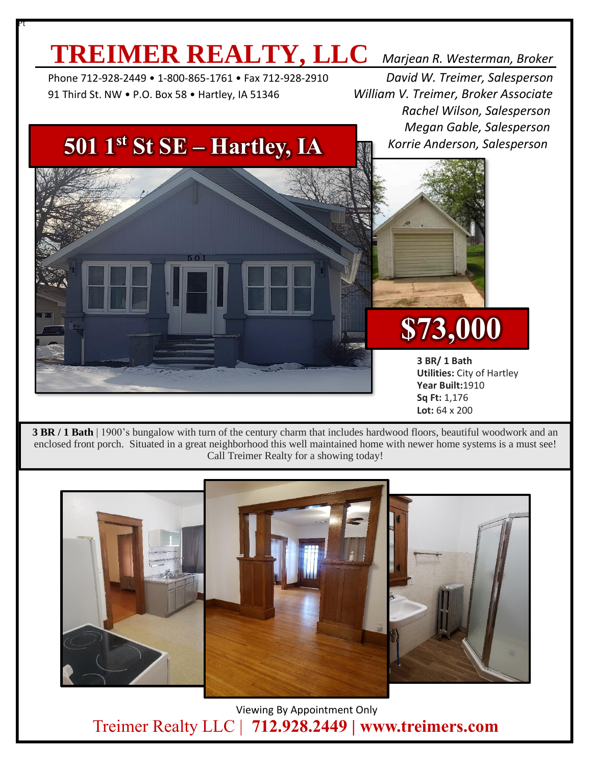# TREIMER REALTY, LLC

Phone 712-928-2449 • 1-800-865-1761 • Fax 712-928-2910
91 Third St. NW • P.O. Box 58 • Hartley, IA 51346

*Marjean R. Westerman, Broker*
*David W. Treimer, Salesperson*
*William V. Treimer, Broker Associate*
*Rachel Wilson, Salesperson*
*Megan Gable, Salesperson*
*Korrie Anderson, Salesperson*

## 501 1st St SE – Hartley, IA

## $73,000

**3 BR/ 1 Bath**
**Utilities:** City of Hartley
**Year Built:** 1910
**Sq Ft:** 1,176
**Lot:** 64 x 200

**3 BR / 1 Bath** | 1900's bungalow with turn of the century charm that includes hardwood floors, beautiful woodwork and an enclosed front porch. Situated in a great neighborhood this well maintained home with newer home systems is a must see! Call Treimer Realty for a showing today!

Viewing By Appointment Only

Treimer Realty LLC | **712.928.2449 | www.treimers.com**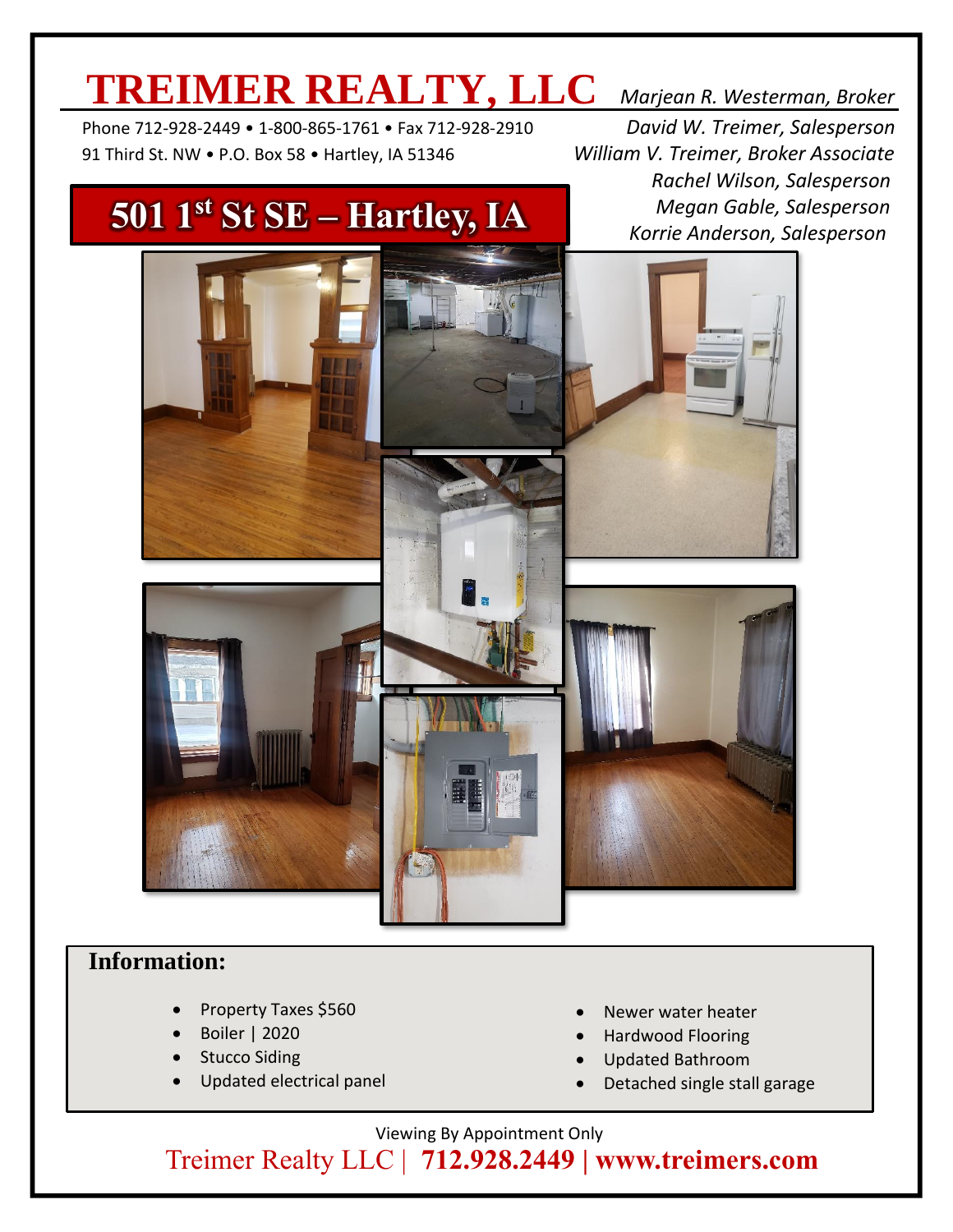# TREIMER REALTY, LLC

Phone 712-928-2449 • 1-800-865-1761 • Fax 712-928-2910
91 Third St. NW • P.O. Box 58 • Hartley, IA 51346

*Marjean R. Westerman, Broker*
*David W. Treimer, Salesperson*
*William V. Treimer, Broker Associate*
*Rachel Wilson, Salesperson*
*Megan Gable, Salesperson*
*Korrie Anderson, Salesperson*

## 501 1st St SE – Hartley, IA

### Information:

- Property Taxes $560
- Boiler | 2020
- Stucco Siding
- Updated electrical panel
- Newer water heater
- Hardwood Flooring
- Updated Bathroom
- Detached single stall garage

Viewing By Appointment Only

Treimer Realty LLC | **712.928.2449 | www.treimers.com**